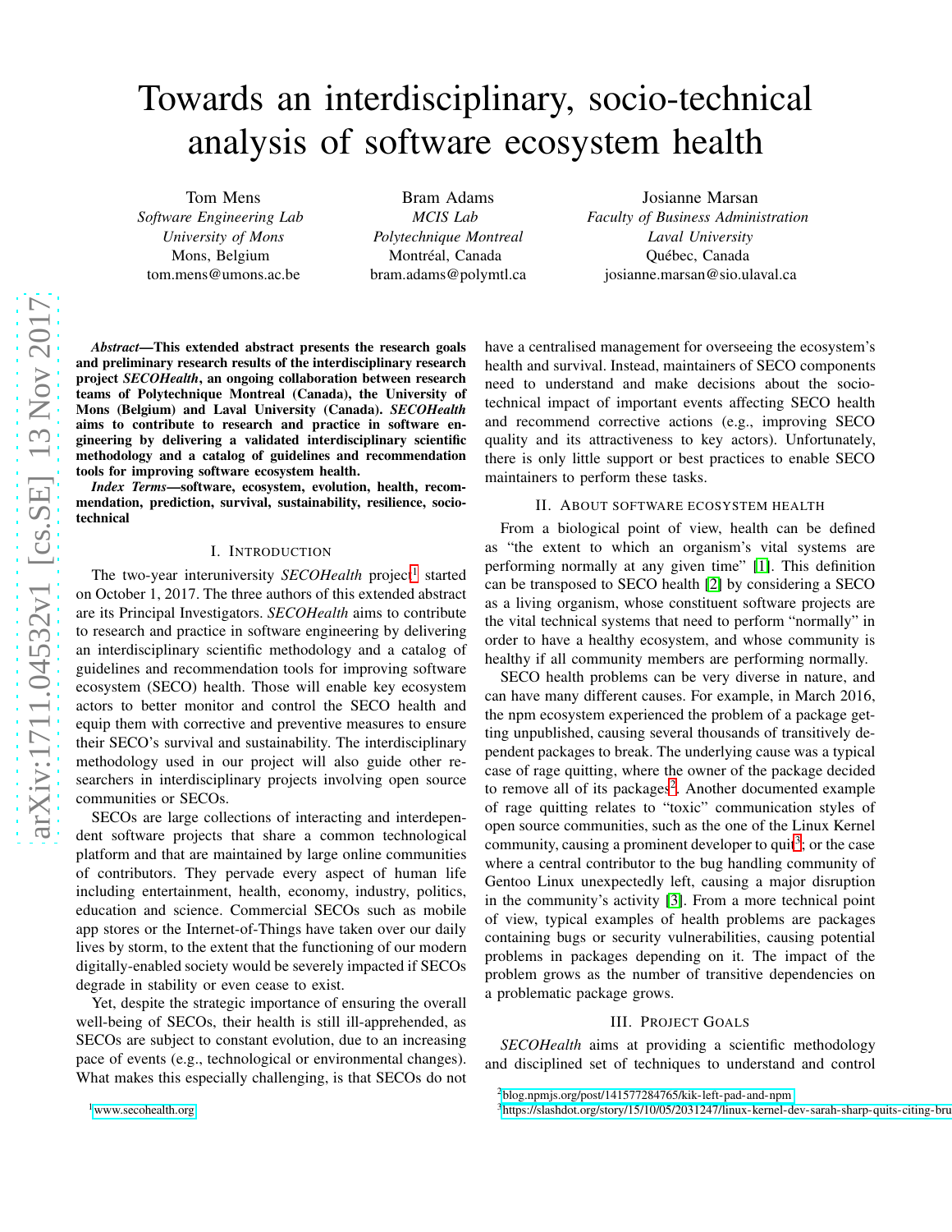# Towards an interdisciplinary, socio-technical analysis of software ecosystem health

Tom Mens
*Software Engineering Lab*
*University of Mons*
Mons, Belgium
tom.mens@umons.ac.be

Bram Adams
*MCIS Lab*
*Polytechnique Montreal*
Montréal, Canada
bram.adams@polymtl.ca

Josianne Marsan
*Faculty of Business Administration*
*Laval University*
Québec, Canada
josianne.marsan@sio.ulaval.ca

***Abstract*—This extended abstract presents the research goals and preliminary research results of the interdisciplinary research project *SECOHealth*, an ongoing collaboration between research teams of Polytechnique Montreal (Canada), the University of Mons (Belgium) and Laval University (Canada). *SECOHealth* aims to contribute to research and practice in software engineering by delivering a validated interdisciplinary scientific methodology and a catalog of guidelines and recommendation tools for improving software ecosystem health.**

***Index Terms*—software, ecosystem, evolution, health, recommendation, prediction, survival, sustainability, resilience, socio-technical**

## I. Introduction

The two-year interuniversity *SECOHealth* project[1] started on October 1, 2017. The three authors of this extended abstract are its Principal Investigators. *SECOHealth* aims to contribute to research and practice in software engineering by delivering an interdisciplinary scientific methodology and a catalog of guidelines and recommendation tools for improving software ecosystem (SECO) health. Those will enable key ecosystem actors to better monitor and control the SECO health and equip them with corrective and preventive measures to ensure their SECO's survival and sustainability. The interdisciplinary methodology used in our project will also guide other researchers in interdisciplinary projects involving open source communities or SECOs.

SECOs are large collections of interacting and interdependent software projects that share a common technological platform and that are maintained by large online communities of contributors. They pervade every aspect of human life including entertainment, health, economy, industry, politics, education and science. Commercial SECOs such as mobile app stores or the Internet-of-Things have taken over our daily lives by storm, to the extent that the functioning of our modern digitally-enabled society would be severely impacted if SECOs degrade in stability or even cease to exist.

Yet, despite the strategic importance of ensuring the overall well-being of SECOs, their health is still ill-apprehended, as SECOs are subject to constant evolution, due to an increasing pace of events (e.g., technological or environmental changes). What makes this especially challenging, is that SECOs do not have a centralised management for overseeing the ecosystem's health and survival. Instead, maintainers of SECO components need to understand and make decisions about the socio-technical impact of important events affecting SECO health and recommend corrective actions (e.g., improving SECO quality and its attractiveness to key actors). Unfortunately, there is only little support or best practices to enable SECO maintainers to perform these tasks.

## II. About software ecosystem health

From a biological point of view, health can be defined as "the extent to which an organism's vital systems are performing normally at any given time" [1]. This definition can be transposed to SECO health [2] by considering a SECO as a living organism, whose constituent software projects are the vital technical systems that need to perform "normally" in order to have a healthy ecosystem, and whose community is healthy if all community members are performing normally.

SECO health problems can be very diverse in nature, and can have many different causes. For example, in March 2016, the npm ecosystem experienced the problem of a package getting unpublished, causing several thousands of transitively dependent packages to break. The underlying cause was a typical case of rage quitting, where the owner of the package decided to remove all of its packages[2]. Another documented example of rage quitting relates to "toxic" communication styles of open source communities, such as the one of the Linux Kernel community, causing a prominent developer to quit[3]; or the case where a central contributor to the bug handling community of Gentoo Linux unexpectedly left, causing a major disruption in the community's activity [3]. From a more technical point of view, typical examples of health problems are packages containing bugs or security vulnerabilities, causing potential problems in packages depending on it. The impact of the problem grows as the number of transitive dependencies on a problematic package grows.

## III. Project Goals

*SECOHealth* aims at providing a scientific methodology and disciplined set of techniques to understand and control

[1] www.secohealth.org

[2] blog.npmjs.org/post/141577284765/kik-left-pad-and-npm

[3] https://slashdot.org/story/15/10/05/2031247/linux-kernel-dev-sarah-sharp-quits-citing-bru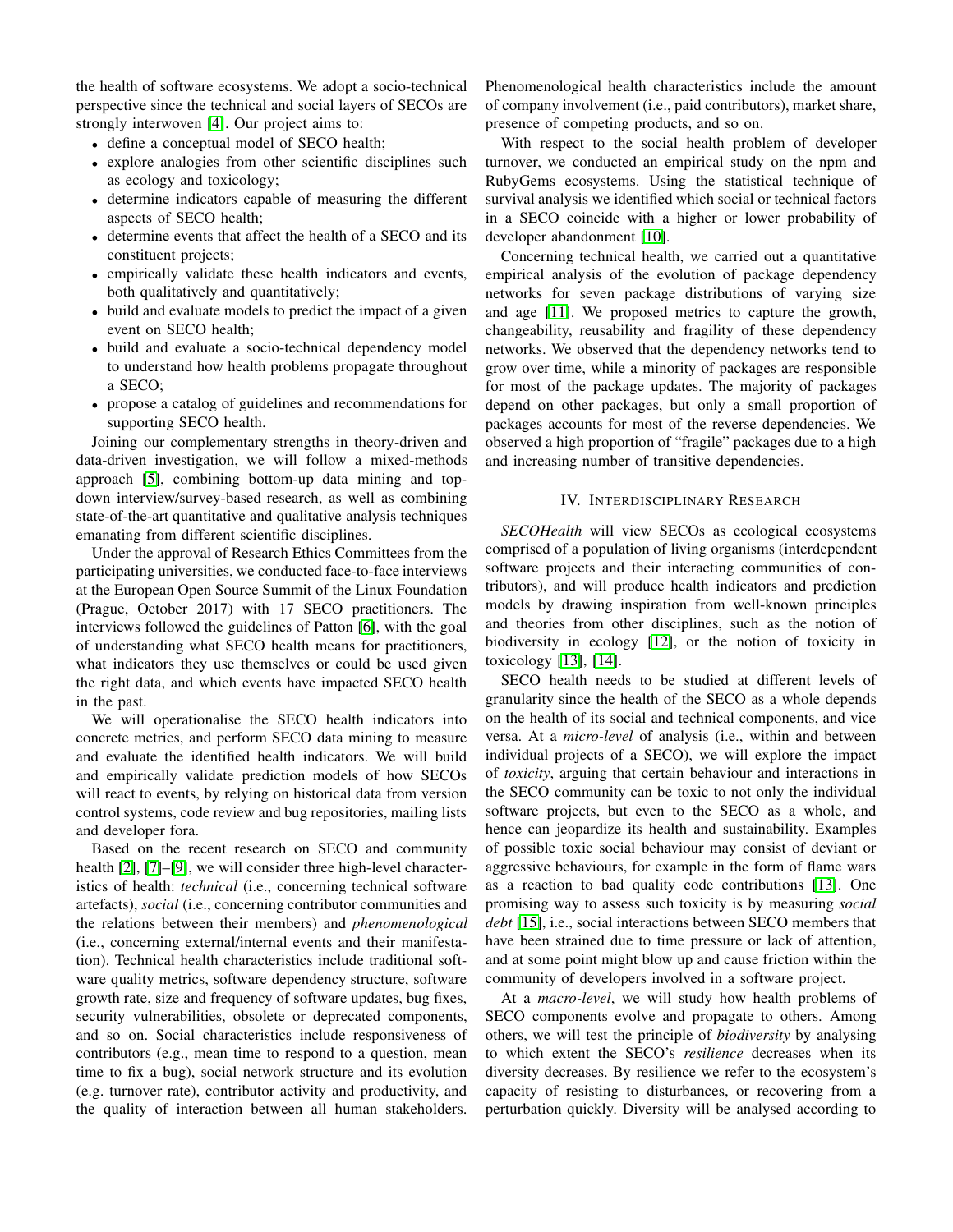the health of software ecosystems. We adopt a socio-technical perspective since the technical and social layers of SECOs are strongly interwoven [4]. Our project aims to:

- define a conceptual model of SECO health;
- explore analogies from other scientific disciplines such as ecology and toxicology;
- determine indicators capable of measuring the different aspects of SECO health;
- determine events that affect the health of a SECO and its constituent projects;
- empirically validate these health indicators and events, both qualitatively and quantitatively;
- build and evaluate models to predict the impact of a given event on SECO health;
- build and evaluate a socio-technical dependency model to understand how health problems propagate throughout a SECO;
- propose a catalog of guidelines and recommendations for supporting SECO health.

Joining our complementary strengths in theory-driven and data-driven investigation, we will follow a mixed-methods approach [5], combining bottom-up data mining and top-down interview/survey-based research, as well as combining state-of-the-art quantitative and qualitative analysis techniques emanating from different scientific disciplines.

Under the approval of Research Ethics Committees from the participating universities, we conducted face-to-face interviews at the European Open Source Summit of the Linux Foundation (Prague, October 2017) with 17 SECO practitioners. The interviews followed the guidelines of Patton [6], with the goal of understanding what SECO health means for practitioners, what indicators they use themselves or could be used given the right data, and which events have impacted SECO health in the past.

We will operationalise the SECO health indicators into concrete metrics, and perform SECO data mining to measure and evaluate the identified health indicators. We will build and empirically validate prediction models of how SECOs will react to events, by relying on historical data from version control systems, code review and bug repositories, mailing lists and developer fora.

Based on the recent research on SECO and community health [2], [7]–[9], we will consider three high-level characteristics of health: *technical* (i.e., concerning technical software artefacts), *social* (i.e., concerning contributor communities and the relations between their members) and *phenomenological* (i.e., concerning external/internal events and their manifestation). Technical health characteristics include traditional software quality metrics, software dependency structure, software growth rate, size and frequency of software updates, bug fixes, security vulnerabilities, obsolete or deprecated components, and so on. Social characteristics include responsiveness of contributors (e.g., mean time to respond to a question, mean time to fix a bug), social network structure and its evolution (e.g. turnover rate), contributor activity and productivity, and the quality of interaction between all human stakeholders. Phenomenological health characteristics include the amount of company involvement (i.e., paid contributors), market share, presence of competing products, and so on.

With respect to the social health problem of developer turnover, we conducted an empirical study on the npm and RubyGems ecosystems. Using the statistical technique of survival analysis we identified which social or technical factors in a SECO coincide with a higher or lower probability of developer abandonment [10].

Concerning technical health, we carried out a quantitative empirical analysis of the evolution of package dependency networks for seven package distributions of varying size and age [11]. We proposed metrics to capture the growth, changeability, reusability and fragility of these dependency networks. We observed that the dependency networks tend to grow over time, while a minority of packages are responsible for most of the package updates. The majority of packages depend on other packages, but only a small proportion of packages accounts for most of the reverse dependencies. We observed a high proportion of "fragile" packages due to a high and increasing number of transitive dependencies.

## IV. Interdisciplinary Research

*SECOHealth* will view SECOs as ecological ecosystems comprised of a population of living organisms (interdependent software projects and their interacting communities of contributors), and will produce health indicators and prediction models by drawing inspiration from well-known principles and theories from other disciplines, such as the notion of biodiversity in ecology [12], or the notion of toxicity in toxicology [13], [14].

SECO health needs to be studied at different levels of granularity since the health of the SECO as a whole depends on the health of its social and technical components, and vice versa. At a *micro-level* of analysis (i.e., within and between individual projects of a SECO), we will explore the impact of *toxicity*, arguing that certain behaviour and interactions in the SECO community can be toxic to not only the individual software projects, but even to the SECO as a whole, and hence can jeopardize its health and sustainability. Examples of possible toxic social behaviour may consist of deviant or aggressive behaviours, for example in the form of flame wars as a reaction to bad quality code contributions [13]. One promising way to assess such toxicity is by measuring *social debt* [15], i.e., social interactions between SECO members that have been strained due to time pressure or lack of attention, and at some point might blow up and cause friction within the community of developers involved in a software project.

At a *macro-level*, we will study how health problems of SECO components evolve and propagate to others. Among others, we will test the principle of *biodiversity* by analysing to which extent the SECO's *resilience* decreases when its diversity decreases. By resilience we refer to the ecosystem's capacity of resisting to disturbances, or recovering from a perturbation quickly. Diversity will be analysed according to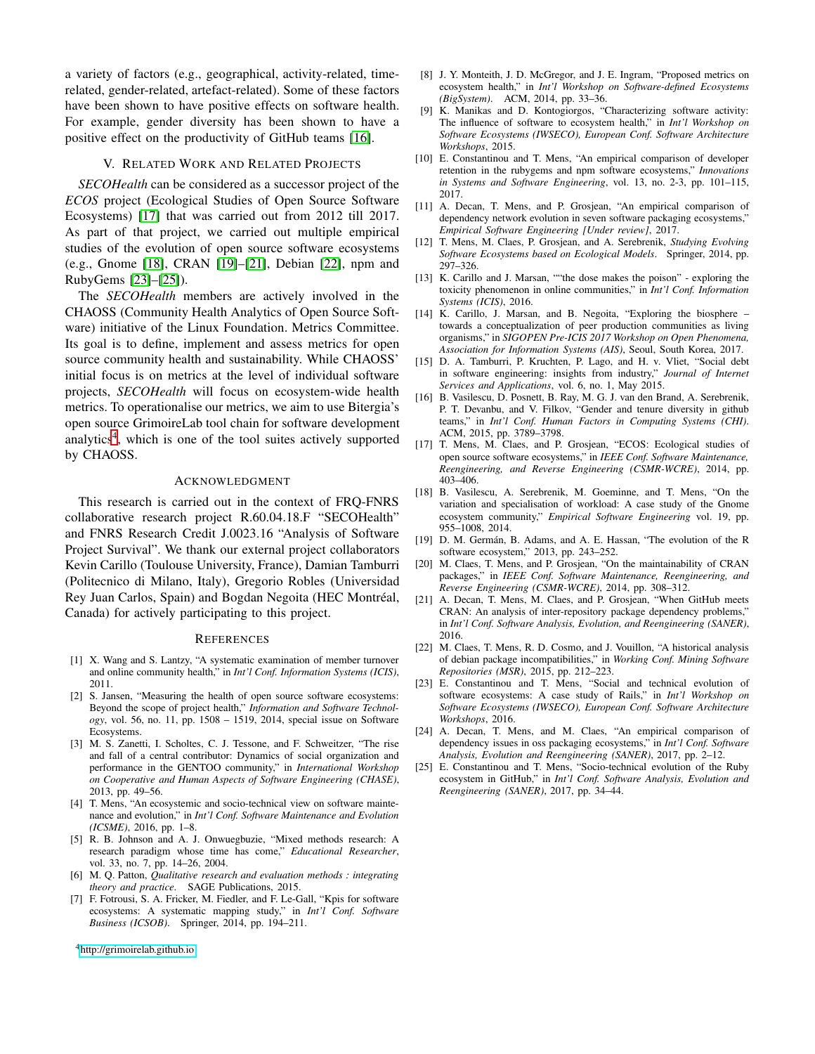a variety of factors (e.g., geographical, activity-related, time-related, gender-related, artefact-related). Some of these factors have been shown to have positive effects on software health. For example, gender diversity has been shown to have a positive effect on the productivity of GitHub teams [16].

## V. Related Work and Related Projects

*SECOHealth* can be considered as a successor project of the *ECOS* project (Ecological Studies of Open Source Software Ecosystems) [17] that was carried out from 2012 till 2017. As part of that project, we carried out multiple empirical studies of the evolution of open source software ecosystems (e.g., Gnome [18], CRAN [19]–[21], Debian [22], npm and RubyGems [23]–[25]).

The *SECOHealth* members are actively involved in the CHAOSS (Community Health Analytics of Open Source Software) initiative of the Linux Foundation. Metrics Committee. Its goal is to define, implement and assess metrics for open source community health and sustainability. While CHAOSS' initial focus is on metrics at the level of individual software projects, *SECOHealth* will focus on ecosystem-wide health metrics. To operationalise our metrics, we aim to use Bitergia's open source GrimoireLab tool chain for software development analytics[4], which is one of the tool suites actively supported by CHAOSS.

## Acknowledgment

This research is carried out in the context of FRQ-FNRS collaborative research project R.60.04.18.F "SECOHealth" and FNRS Research Credit J.0023.16 "Analysis of Software Project Survival". We thank our external project collaborators Kevin Carillo (Toulouse University, France), Damian Tamburri (Politecnico di Milano, Italy), Gregorio Robles (Universidad Rey Juan Carlos, Spain) and Bogdan Negoita (HEC Montréal, Canada) for actively participating to this project.

## References

[1] X. Wang and S. Lantzy, "A systematic examination of member turnover and online community health," in *Int'l Conf. Information Systems (ICIS)*, 2011.

[2] S. Jansen, "Measuring the health of open source software ecosystems: Beyond the scope of project health," *Information and Software Technology*, vol. 56, no. 11, pp. 1508 – 1519, 2014, special issue on Software Ecosystems.

[3] M. S. Zanetti, I. Scholtes, C. J. Tessone, and F. Schweitzer, "The rise and fall of a central contributor: Dynamics of social organization and performance in the GENTOO community," in *International Workshop on Cooperative and Human Aspects of Software Engineering (CHASE)*, 2013, pp. 49–56.

[4] T. Mens, "An ecosystemic and socio-technical view on software maintenance and evolution," in *Int'l Conf. Software Maintenance and Evolution (ICSME)*, 2016, pp. 1–8.

[5] R. B. Johnson and A. J. Onwuegbuzie, "Mixed methods research: A research paradigm whose time has come," *Educational Researcher*, vol. 33, no. 7, pp. 14–26, 2004.

[6] M. Q. Patton, *Qualitative research and evaluation methods : integrating theory and practice*. SAGE Publications, 2015.

[7] F. Fotrousi, S. A. Fricker, M. Fiedler, and F. Le-Gall, "Kpis for software ecosystems: A systematic mapping study," in *Int'l Conf. Software Business (ICSOB)*. Springer, 2014, pp. 194–211.

[8] J. Y. Monteith, J. D. McGregor, and J. E. Ingram, "Proposed metrics on ecosystem health," in *Int'l Workshop on Software-defined Ecosystems (BigSystem)*. ACM, 2014, pp. 33–36.

[9] K. Manikas and D. Kontogiorgos, "Characterizing software activity: The influence of software to ecosystem health," in *Int'l Workshop on Software Ecosystems (IWSECO), European Conf. Software Architecture Workshops*, 2015.

[10] E. Constantinou and T. Mens, "An empirical comparison of developer retention in the rubygems and npm software ecosystems," *Innovations in Systems and Software Engineering*, vol. 13, no. 2-3, pp. 101–115, 2017.

[11] A. Decan, T. Mens, and P. Grosjean, "An empirical comparison of dependency network evolution in seven software packaging ecosystems," *Empirical Software Engineering [Under review]*, 2017.

[12] T. Mens, M. Claes, P. Grosjean, and A. Serebrenik, *Studying Evolving Software Ecosystems based on Ecological Models*. Springer, 2014, pp. 297–326.

[13] K. Carillo and J. Marsan, ""the dose makes the poison" - exploring the toxicity phenomenon in online communities," in *Int'l Conf. Information Systems (ICIS)*, 2016.

[14] K. Carillo, J. Marsan, and B. Negoita, "Exploring the biosphere – towards a conceptualization of peer production communities as living organisms," in *SIGOPEN Pre-ICIS 2017 Workshop on Open Phenomena, Association for Information Systems (AIS)*, Seoul, South Korea, 2017.

[15] D. A. Tamburri, P. Kruchten, P. Lago, and H. v. Vliet, "Social debt in software engineering: insights from industry," *Journal of Internet Services and Applications*, vol. 6, no. 1, May 2015.

[16] B. Vasilescu, D. Posnett, B. Ray, M. G. J. van den Brand, A. Serebrenik, P. T. Devanbu, and V. Filkov, "Gender and tenure diversity in github teams," in *Int'l Conf. Human Factors in Computing Systems (CHI)*. ACM, 2015, pp. 3789–3798.

[17] T. Mens, M. Claes, and P. Grosjean, "ECOS: Ecological studies of open source software ecosystems," in *IEEE Conf. Software Maintenance, Reengineering, and Reverse Engineering (CSMR-WCRE)*, 2014, pp. 403–406.

[18] B. Vasilescu, A. Serebrenik, M. Goeminne, and T. Mens, "On the variation and specialisation of workload: A case study of the Gnome ecosystem community," *Empirical Software Engineering* vol. 19, pp. 955–1008, 2014.

[19] D. M. Germán, B. Adams, and A. E. Hassan, "The evolution of the R software ecosystem," 2013, pp. 243–252.

[20] M. Claes, T. Mens, and P. Grosjean, "On the maintainability of CRAN packages," in *IEEE Conf. Software Maintenance, Reengineering, and Reverse Engineering (CSMR-WCRE)*, 2014, pp. 308–312.

[21] A. Decan, T. Mens, M. Claes, and P. Grosjean, "When GitHub meets CRAN: An analysis of inter-repository package dependency problems," in *Int'l Conf. Software Analysis, Evolution, and Reengineering (SANER)*, 2016.

[22] M. Claes, T. Mens, R. D. Cosmo, and J. Vouillon, "A historical analysis of debian package incompatibilities," in *Working Conf. Mining Software Repositories (MSR)*, 2015, pp. 212–223.

[23] E. Constantinou and T. Mens, "Social and technical evolution of software ecosystems: A case study of Rails," in *Int'l Workshop on Software Ecosystems (IWSECO), European Conf. Software Architecture Workshops*, 2016.

[24] A. Decan, T. Mens, and M. Claes, "An empirical comparison of dependency issues in oss packaging ecosystems," in *Int'l Conf. Software Analysis, Evolution and Reengineering (SANER)*, 2017, pp. 2–12.

[25] E. Constantinou and T. Mens, "Socio-technical evolution of the Ruby ecosystem in GitHub," in *Int'l Conf. Software Analysis, Evolution and Reengineering (SANER)*, 2017, pp. 34–44.

[4] http://grimoirelab.github.io